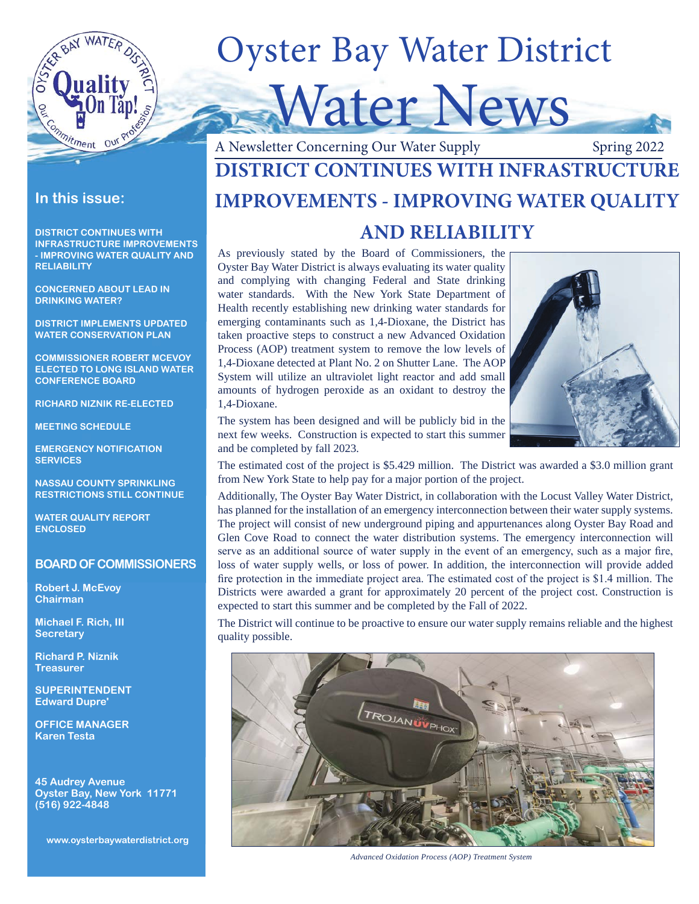# Oyster Bay Water District

# Water News

A Newsletter Concerning Our Water Supply — Spring 2022

## In this issue:

- DISTRICT CONTINUES WITH INFRASTRUCTURE IMPROVEMENTS - IMPROVING WATER QUALITY AND RELIABILITY
- CONCERNED ABOUT LEAD IN DRINKING WATER?
- DISTRICT IMPLEMENTS UPDATED WATER CONSERVATION PLAN
- COMMISSIONER ROBERT MCEVOY ELECTED TO LONG ISLAND WATER CONFERENCE BOARD
- RICHARD NIZNIK RE-ELECTED
- MEETING SCHEDULE
- EMERGENCY NOTIFICATION SERVICES
- NASSAU COUNTY SPRINKLING RESTRICTIONS STILL CONTINUE
- WATER QUALITY REPORT ENCLOSED

## BOARD OF COMMISSIONERS

**Robert J. McEvoy**
**Chairman**

**Michael F. Rich, III**
**Secretary**

**Richard P. Niznik**
**Treasurer**

**SUPERINTENDENT**
**Edward Dupre'**

**OFFICE MANAGER**
**Karen Testa**

**45 Audrey Avenue**
**Oyster Bay, New York 11771**
**(516) 922-4848**

**www.oysterbaywaterdistrict.org**

## DISTRICT CONTINUES WITH INFRASTRUCTURE IMPROVEMENTS - IMPROVING WATER QUALITY AND RELIABILITY

As previously stated by the Board of Commissioners, the Oyster Bay Water District is always evaluating its water quality and complying with changing Federal and State drinking water standards. With the New York State Department of Health recently establishing new drinking water standards for emerging contaminants such as 1,4-Dioxane, the District has taken proactive steps to construct a new Advanced Oxidation Process (AOP) treatment system to remove the low levels of 1,4-Dioxane detected at Plant No. 2 on Shutter Lane. The AOP System will utilize an ultraviolet light reactor and add small amounts of hydrogen peroxide as an oxidant to destroy the 1,4-Dioxane.

The system has been designed and will be publicly bid in the next few weeks. Construction is expected to start this summer and be completed by fall 2023.

The estimated cost of the project is $5.429 million. The District was awarded a $3.0 million grant from New York State to help pay for a major portion of the project.

Additionally, The Oyster Bay Water District, in collaboration with the Locust Valley Water District, has planned for the installation of an emergency interconnection between their water supply systems. The project will consist of new underground piping and appurtenances along Oyster Bay Road and Glen Cove Road to connect the water distribution systems. The emergency interconnection will serve as an additional source of water supply in the event of an emergency, such as a major fire, loss of water supply wells, or loss of power. In addition, the interconnection will provide added fire protection in the immediate project area. The estimated cost of the project is $1.4 million. The Districts were awarded a grant for approximately 20 percent of the project cost. Construction is expected to start this summer and be completed by the Fall of 2022.

The District will continue to be proactive to ensure our water supply remains reliable and the highest quality possible.

*Advanced Oxidation Process (AOP) Treatment System*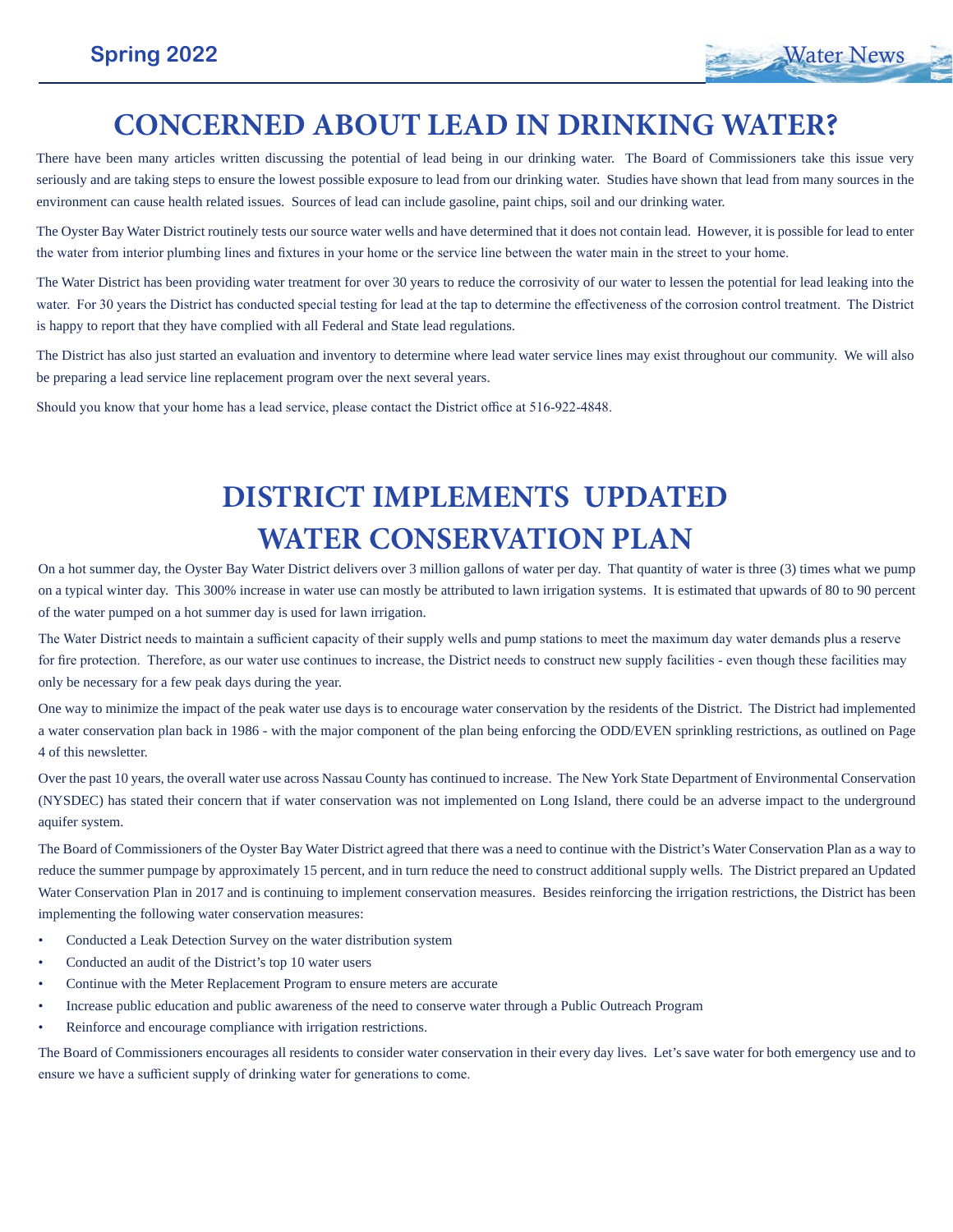# CONCERNED ABOUT LEAD IN DRINKING WATER?

There have been many articles written discussing the potential of lead being in our drinking water. The Board of Commissioners take this issue very seriously and are taking steps to ensure the lowest possible exposure to lead from our drinking water. Studies have shown that lead from many sources in the environment can cause health related issues. Sources of lead can include gasoline, paint chips, soil and our drinking water.

The Oyster Bay Water District routinely tests our source water wells and have determined that it does not contain lead. However, it is possible for lead to enter the water from interior plumbing lines and fixtures in your home or the service line between the water main in the street to your home.

The Water District has been providing water treatment for over 30 years to reduce the corrosivity of our water to lessen the potential for lead leaking into the water. For 30 years the District has conducted special testing for lead at the tap to determine the effectiveness of the corrosion control treatment. The District is happy to report that they have complied with all Federal and State lead regulations.

The District has also just started an evaluation and inventory to determine where lead water service lines may exist throughout our community. We will also be preparing a lead service line replacement program over the next several years.

Should you know that your home has a lead service, please contact the District office at 516-922-4848.

# DISTRICT IMPLEMENTS UPDATED WATER CONSERVATION PLAN

On a hot summer day, the Oyster Bay Water District delivers over 3 million gallons of water per day. That quantity of water is three (3) times what we pump on a typical winter day. This 300% increase in water use can mostly be attributed to lawn irrigation systems. It is estimated that upwards of 80 to 90 percent of the water pumped on a hot summer day is used for lawn irrigation.

The Water District needs to maintain a sufficient capacity of their supply wells and pump stations to meet the maximum day water demands plus a reserve for fire protection. Therefore, as our water use continues to increase, the District needs to construct new supply facilities - even though these facilities may only be necessary for a few peak days during the year.

One way to minimize the impact of the peak water use days is to encourage water conservation by the residents of the District. The District had implemented a water conservation plan back in 1986 - with the major component of the plan being enforcing the ODD/EVEN sprinkling restrictions, as outlined on Page 4 of this newsletter.

Over the past 10 years, the overall water use across Nassau County has continued to increase. The New York State Department of Environmental Conservation (NYSDEC) has stated their concern that if water conservation was not implemented on Long Island, there could be an adverse impact to the underground aquifer system.

The Board of Commissioners of the Oyster Bay Water District agreed that there was a need to continue with the District's Water Conservation Plan as a way to reduce the summer pumpage by approximately 15 percent, and in turn reduce the need to construct additional supply wells. The District prepared an Updated Water Conservation Plan in 2017 and is continuing to implement conservation measures. Besides reinforcing the irrigation restrictions, the District has been implementing the following water conservation measures:

- Conducted a Leak Detection Survey on the water distribution system
- Conducted an audit of the District's top 10 water users
- Continue with the Meter Replacement Program to ensure meters are accurate
- Increase public education and public awareness of the need to conserve water through a Public Outreach Program
- Reinforce and encourage compliance with irrigation restrictions.

The Board of Commissioners encourages all residents to consider water conservation in their every day lives. Let's save water for both emergency use and to ensure we have a sufficient supply of drinking water for generations to come.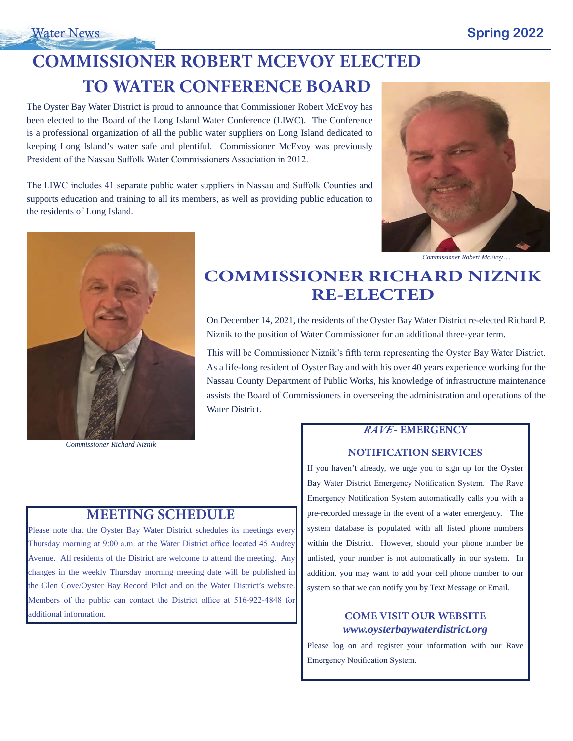# COMMISSIONER ROBERT MCEVOY ELECTED TO WATER CONFERENCE BOARD

The Oyster Bay Water District is proud to announce that Commissioner Robert McEvoy has been elected to the Board of the Long Island Water Conference (LIWC). The Conference is a professional organization of all the public water suppliers on Long Island dedicated to keeping Long Island's water safe and plentiful. Commissioner McEvoy was previously President of the Nassau Suffolk Water Commissioners Association in 2012.

The LIWC includes 41 separate public water suppliers in Nassau and Suffolk Counties and supports education and training to all its members, as well as providing public education to the residents of Long Island.

*Commissioner Robert McEvoy.....*

# COMMISSIONER RICHARD NIZNIK RE-ELECTED

On December 14, 2021, the residents of the Oyster Bay Water District re-elected Richard P. Niznik to the position of Water Commissioner for an additional three-year term.

This will be Commissioner Niznik's fifth term representing the Oyster Bay Water District. As a life-long resident of Oyster Bay and with his over 40 years experience working for the Nassau County Department of Public Works, his knowledge of infrastructure maintenance assists the Board of Commissioners in overseeing the administration and operations of the Water District.

*Commissioner Richard Niznik*

## MEETING SCHEDULE

Please note that the Oyster Bay Water District schedules its meetings every Thursday morning at 9:00 a.m. at the Water District office located 45 Audrey Avenue. All residents of the District are welcome to attend the meeting. Any changes in the weekly Thursday morning meeting date will be published in the Glen Cove/Oyster Bay Record Pilot and on the Water District's website. Members of the public can contact the District office at 516-922-4848 for additional information.

## *RAVE* - EMERGENCY NOTIFICATION SERVICES

If you haven't already, we urge you to sign up for the Oyster Bay Water District Emergency Notification System. The Rave Emergency Notification System automatically calls you with a pre-recorded message in the event of a water emergency. The system database is populated with all listed phone numbers within the District. However, should your phone number be unlisted, your number is not automatically in our system. In addition, you may want to add your cell phone number to our system so that we can notify you by Text Message or Email.

### COME VISIT OUR WEBSITE
***www.oysterbaywaterdistrict.org***

Please log on and register your information with our Rave Emergency Notification System.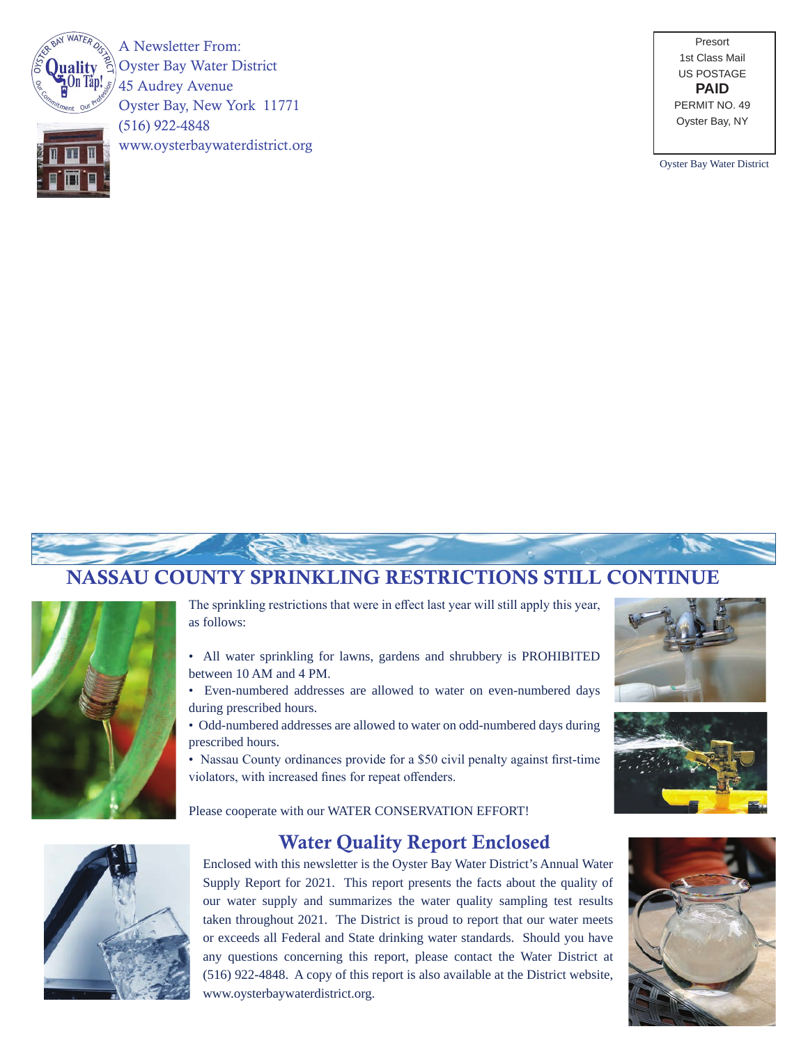A Newsletter From:
Oyster Bay Water District
45 Audrey Avenue
Oyster Bay, New York 11771
(516) 922-4848
www.oysterbaywaterdistrict.org

Presort
1st Class Mail
US POSTAGE
**PAID**
PERMIT NO. 49
Oyster Bay, NY

Oyster Bay Water District

## NASSAU COUNTY SPRINKLING RESTRICTIONS STILL CONTINUE

The sprinkling restrictions that were in effect last year will still apply this year, as follows:

- All water sprinkling for lawns, gardens and shrubbery is PROHIBITED between 10 AM and 4 PM.
- Even-numbered addresses are allowed to water on even-numbered days during prescribed hours.
- Odd-numbered addresses are allowed to water on odd-numbered days during prescribed hours.
- Nassau County ordinances provide for a $50 civil penalty against first-time violators, with increased fines for repeat offenders.

Please cooperate with our WATER CONSERVATION EFFORT!

## Water Quality Report Enclosed

Enclosed with this newsletter is the Oyster Bay Water District's Annual Water Supply Report for 2021. This report presents the facts about the quality of our water supply and summarizes the water quality sampling test results taken throughout 2021. The District is proud to report that our water meets or exceeds all Federal and State drinking water standards. Should you have any questions concerning this report, please contact the Water District at (516) 922-4848. A copy of this report is also available at the District website, www.oysterbaywaterdistrict.org.